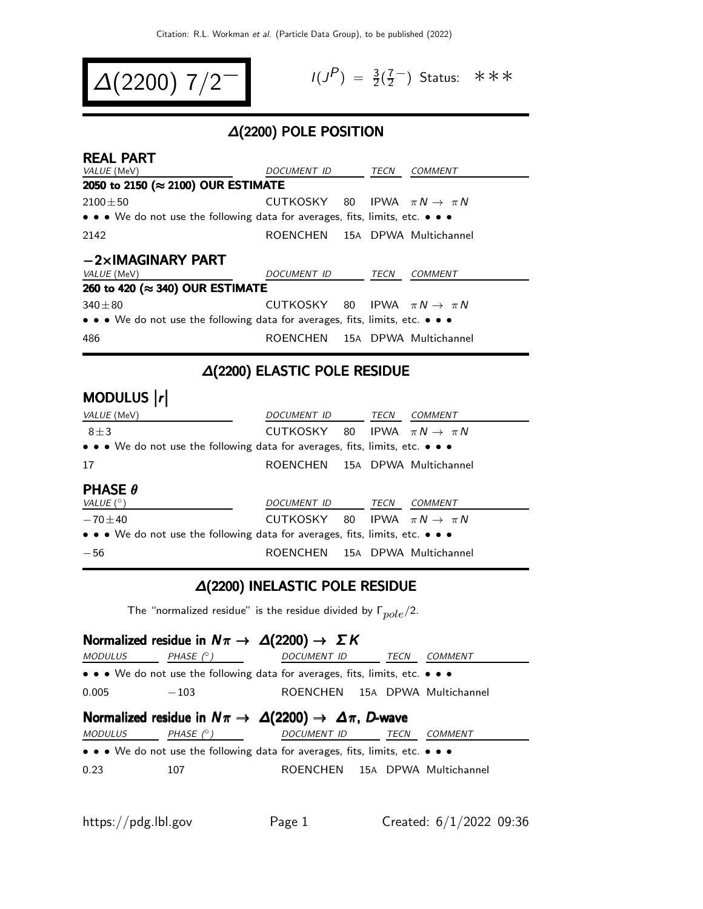# $\Delta(2200)$ $7/2^-$

$I(J^P) = \frac{3}{2}(\frac{7}{2}^-)$ Status: ∗∗∗

## $\Delta(2200)$ POLE POSITION

### REAL PART

| VALUE (MeV) | DOCUMENT ID | | TECN | COMMENT |
|---|---|---|---|---|
| **2050 to 2150 (≈ 2100) OUR ESTIMATE** | | | | |
| $2100 \pm 50$ | CUTKOSKY | 80 | IPWA | $\pi N \rightarrow \pi N$ |
| • • • We do not use the following data for averages, fits, limits, etc. • • • | | | | |
| 2142 | ROENCHEN | 15A | DPWA | Multichannel |

### −2×IMAGINARY PART

| VALUE (MeV) | DOCUMENT ID | | TECN | COMMENT |
|---|---|---|---|---|
| **260 to 420 (≈ 340) OUR ESTIMATE** | | | | |
| $340 \pm 80$ | CUTKOSKY | 80 | IPWA | $\pi N \rightarrow \pi N$ |
| • • • We do not use the following data for averages, fits, limits, etc. • • • | | | | |
| 486 | ROENCHEN | 15A | DPWA | Multichannel |

## $\Delta(2200)$ ELASTIC POLE RESIDUE

### MODULUS $|r|$

| VALUE (MeV) | DOCUMENT ID | | TECN | COMMENT |
|---|---|---|---|---|
| $8 \pm 3$ | CUTKOSKY | 80 | IPWA | $\pi N \rightarrow \pi N$ |
| • • • We do not use the following data for averages, fits, limits, etc. • • • | | | | |
| 17 | ROENCHEN | 15A | DPWA | Multichannel |

### PHASE $\theta$

| VALUE (°) | DOCUMENT ID | | TECN | COMMENT |
|---|---|---|---|---|
| $-70 \pm 40$ | CUTKOSKY | 80 | IPWA | $\pi N \rightarrow \pi N$ |
| • • • We do not use the following data for averages, fits, limits, etc. • • • | | | | |
| −56 | ROENCHEN | 15A | DPWA | Multichannel |

## $\Delta(2200)$ INELASTIC POLE RESIDUE

The "normalized residue" is the residue divided by $\Gamma_{pole}/2$.

### Normalized residue in $N\pi \rightarrow \Delta(2200) \rightarrow \Sigma K$

| MODULUS | PHASE (°) | DOCUMENT ID | | TECN | COMMENT |
|---|---|---|---|---|---|
| • • • We do not use the following data for averages, fits, limits, etc. • • • | | | | | |
| 0.005 | −103 | ROENCHEN | 15A | DPWA | Multichannel |

### Normalized residue in $N\pi \rightarrow \Delta(2200) \rightarrow \Delta\pi$, $D$-wave

| MODULUS | PHASE (°) | DOCUMENT ID | | TECN | COMMENT |
|---|---|---|---|---|---|
| • • • We do not use the following data for averages, fits, limits, etc. • • • | | | | | |
| 0.23 | 107 | ROENCHEN | 15A | DPWA | Multichannel |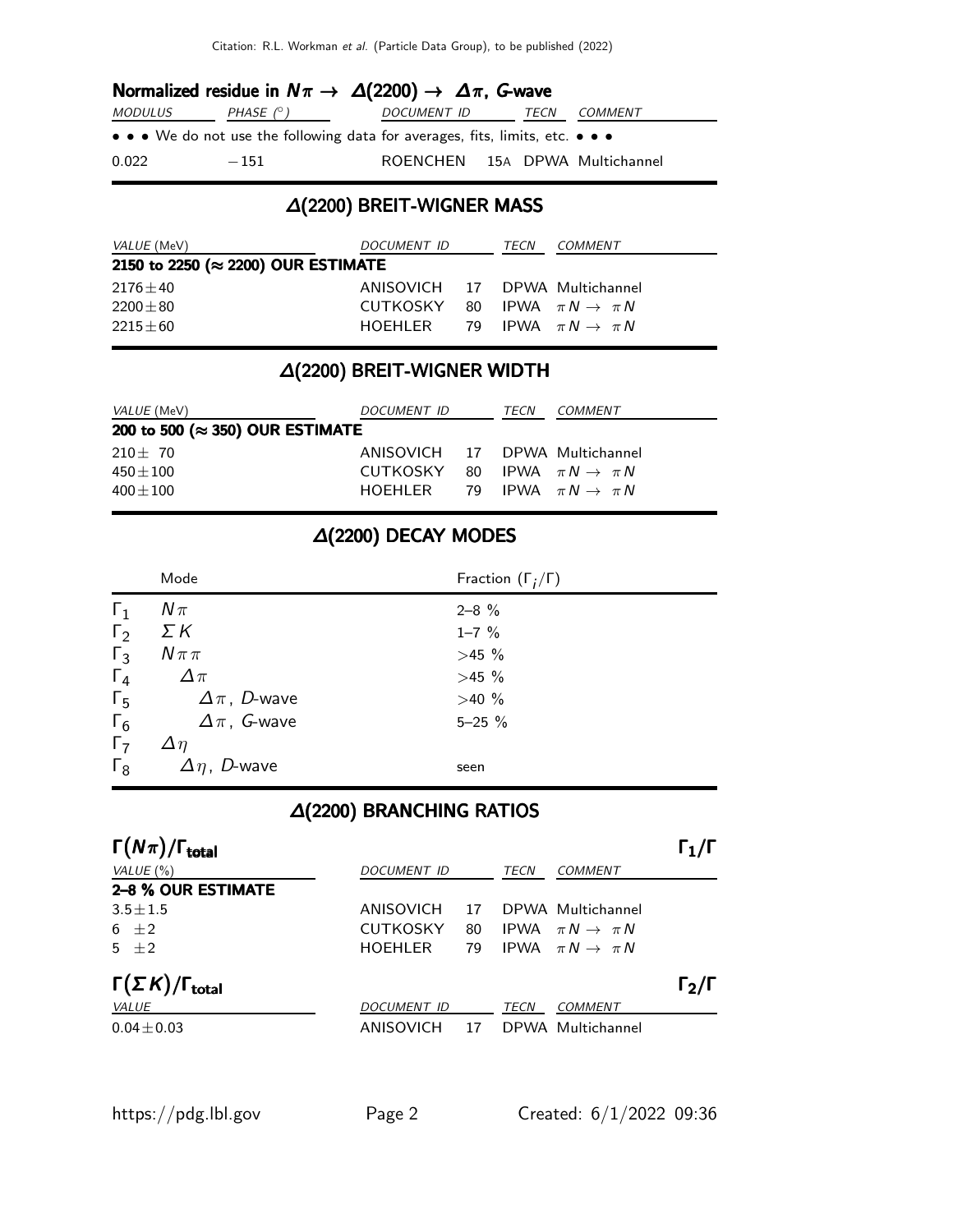### Normalized residue in $N\pi \rightarrow \Delta(2200) \rightarrow \Delta\pi$, *G*-wave

| MODULUS | PHASE (°) | DOCUMENT ID | TECN | COMMENT |
|---|---|---|---|---|
| • • • We do not use the following data for averages, fits, limits, etc. • • • | | | | |
| 0.022 | −151 | ROENCHEN 15A | DPWA | Multichannel |

## Δ(2200) BREIT-WIGNER MASS

| VALUE (MeV) | DOCUMENT ID | TECN | COMMENT |
|---|---|---|---|
| **2150 to 2250 (≈ 2200) OUR ESTIMATE** | | | |
| 2176±40 | ANISOVICH 17 | DPWA | Multichannel |
| 2200±80 | CUTKOSKY 80 | IPWA | $\pi N \rightarrow \pi N$ |
| 2215±60 | HOEHLER 79 | IPWA | $\pi N \rightarrow \pi N$ |

## Δ(2200) BREIT-WIGNER WIDTH

| VALUE (MeV) | DOCUMENT ID | TECN | COMMENT |
|---|---|---|---|
| **200 to 500 (≈ 350) OUR ESTIMATE** | | | |
| 210± 70 | ANISOVICH 17 | DPWA | Multichannel |
| 450±100 | CUTKOSKY 80 | IPWA | $\pi N \rightarrow \pi N$ |
| 400±100 | HOEHLER 79 | IPWA | $\pi N \rightarrow \pi N$ |

## Δ(2200) DECAY MODES

| | Mode | Fraction ($\Gamma_i/\Gamma$) |
|---|---|---|
| $\Gamma_1$ | $N\pi$ | 2–8 % |
| $\Gamma_2$ | $\Sigma K$ | 1–7 % |
| $\Gamma_3$ | $N\pi\pi$ | >45 % |
| $\Gamma_4$ | $\Delta\pi$ | >45 % |
| $\Gamma_5$ | $\Delta\pi$, *D*-wave | >40 % |
| $\Gamma_6$ | $\Delta\pi$, *G*-wave | 5–25 % |
| $\Gamma_7$ | $\Delta\eta$ | |
| $\Gamma_8$ | $\Delta\eta$, *D*-wave | seen |

## Δ(2200) BRANCHING RATIOS

### $\Gamma(N\pi)/\Gamma_{\text{total}}$ $\qquad\Gamma_1/\Gamma$

| VALUE (%) | DOCUMENT ID | TECN | COMMENT |
|---|---|---|---|
| **2–8 % OUR ESTIMATE** | | | |
| 3.5±1.5 | ANISOVICH 17 | DPWA | Multichannel |
| 6 ±2 | CUTKOSKY 80 | IPWA | $\pi N \rightarrow \pi N$ |
| 5 ±2 | HOEHLER 79 | IPWA | $\pi N \rightarrow \pi N$ |

### $\Gamma(\Sigma K)/\Gamma_{\text{total}}$ $\qquad\Gamma_2/\Gamma$

| VALUE | DOCUMENT ID | TECN | COMMENT |
|---|---|---|---|
| 0.04±0.03 | ANISOVICH 17 | DPWA | Multichannel |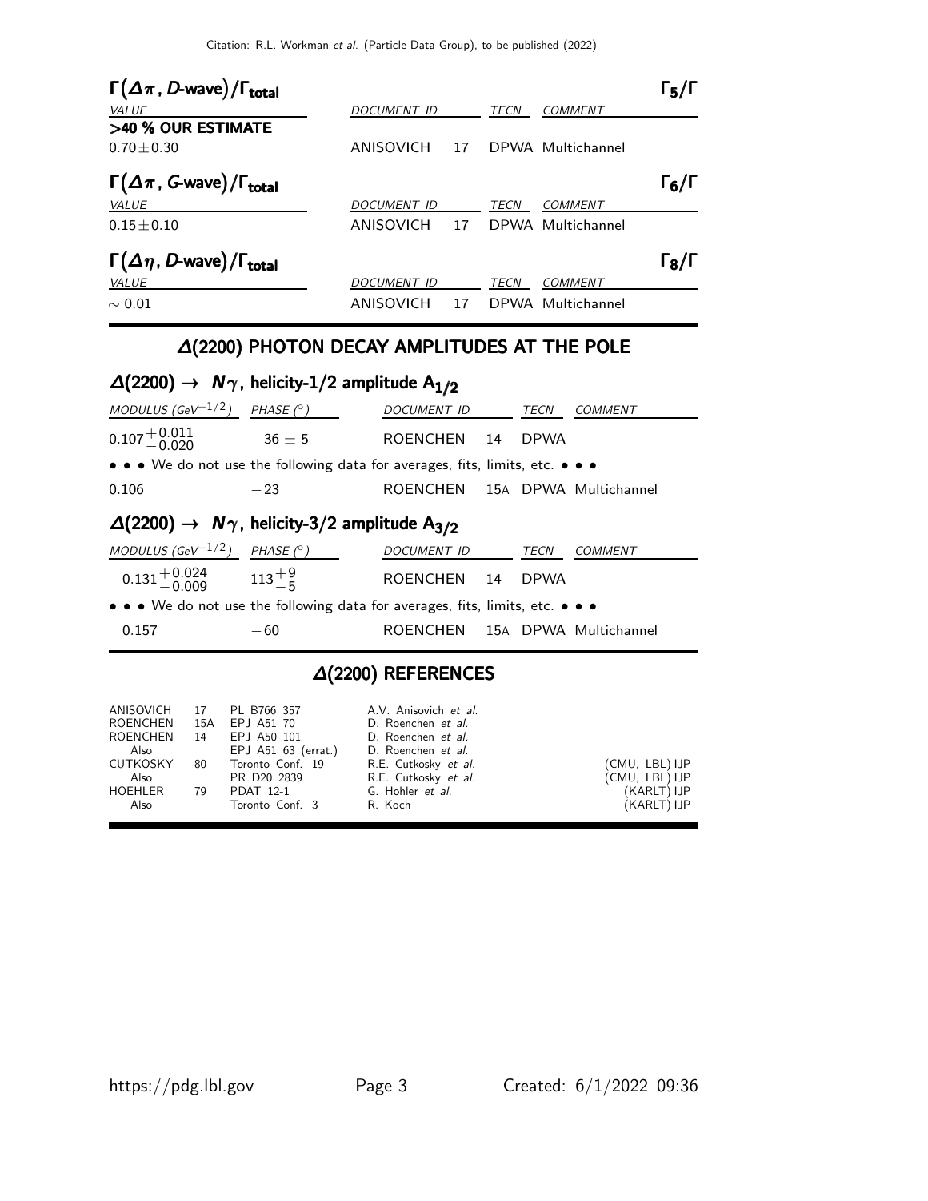### $\Gamma(\Delta\pi$, *D*-wave$)/\Gamma_{\text{total}}$ $\Gamma_5/\Gamma$

| *VALUE* | *DOCUMENT ID* | | *TECN* | *COMMENT* |
|---|---|---|---|---|
| **>40 % OUR ESTIMATE** | | | | |
| $0.70\pm0.30$ | ANISOVICH | 17 | DPWA | Multichannel |

### $\Gamma(\Delta\pi$, *G*-wave$)/\Gamma_{\text{total}}$ $\Gamma_6/\Gamma$

| *VALUE* | *DOCUMENT ID* | | *TECN* | *COMMENT* |
|---|---|---|---|---|
| $0.15\pm0.10$ | ANISOVICH | 17 | DPWA | Multichannel |

### $\Gamma(\Delta\eta$, *D*-wave$)/\Gamma_{\text{total}}$ $\Gamma_8/\Gamma$

| *VALUE* | *DOCUMENT ID* | | *TECN* | *COMMENT* |
|---|---|---|---|---|
| $\sim 0.01$ | ANISOVICH | 17 | DPWA | Multichannel |

## $\Delta$(2200) PHOTON DECAY AMPLITUDES AT THE POLE

### $\Delta(2200) \rightarrow N\gamma$, helicity-1/2 amplitude $A_{1/2}$

| *MODULUS* ($GeV^{-1/2}$) | *PHASE* ($^\circ$) | *DOCUMENT ID* | | *TECN* | *COMMENT* |
|---|---|---|---|---|---|
| $0.107^{+0.011}_{-0.020}$ | $-36\pm5$ | ROENCHEN | 14 | DPWA | |
| • • • We do not use the following data for averages, fits, limits, etc. • • • | | | | | |
| 0.106 | $-23$ | ROENCHEN | 15A | DPWA | Multichannel |

### $\Delta(2200) \rightarrow N\gamma$, helicity-3/2 amplitude $A_{3/2}$

| *MODULUS* ($GeV^{-1/2}$) | *PHASE* ($^\circ$) | *DOCUMENT ID* | | *TECN* | *COMMENT* |
|---|---|---|---|---|---|
| $-0.131^{+0.024}_{-0.009}$ | $113^{+9}_{-5}$ | ROENCHEN | 14 | DPWA | |
| • • • We do not use the following data for averages, fits, limits, etc. • • • | | | | | |
| 0.157 | $-60$ | ROENCHEN | 15A | DPWA | Multichannel |

## $\Delta$(2200) REFERENCES

| | | | | |
|---|---|---|---|---|
| ANISOVICH | 17 | PL B766 357 | A.V. Anisovich *et al.* | |
| ROENCHEN | 15A | EPJ A51 70 | D. Roenchen *et al.* | |
| ROENCHEN | 14 | EPJ A50 101 | D. Roenchen *et al.* | |
| Also | | EPJ A51 63 (errat.) | D. Roenchen *et al.* | |
| CUTKOSKY | 80 | Toronto Conf. 19 | R.E. Cutkosky *et al.* | (CMU, LBL) IJP |
| Also | | PR D20 2839 | R.E. Cutkosky *et al.* | (CMU, LBL) IJP |
| HOEHLER | 79 | PDAT 12-1 | G. Hohler *et al.* | (KARLT) IJP |
| Also | | Toronto Conf. 3 | R. Koch | (KARLT) IJP |